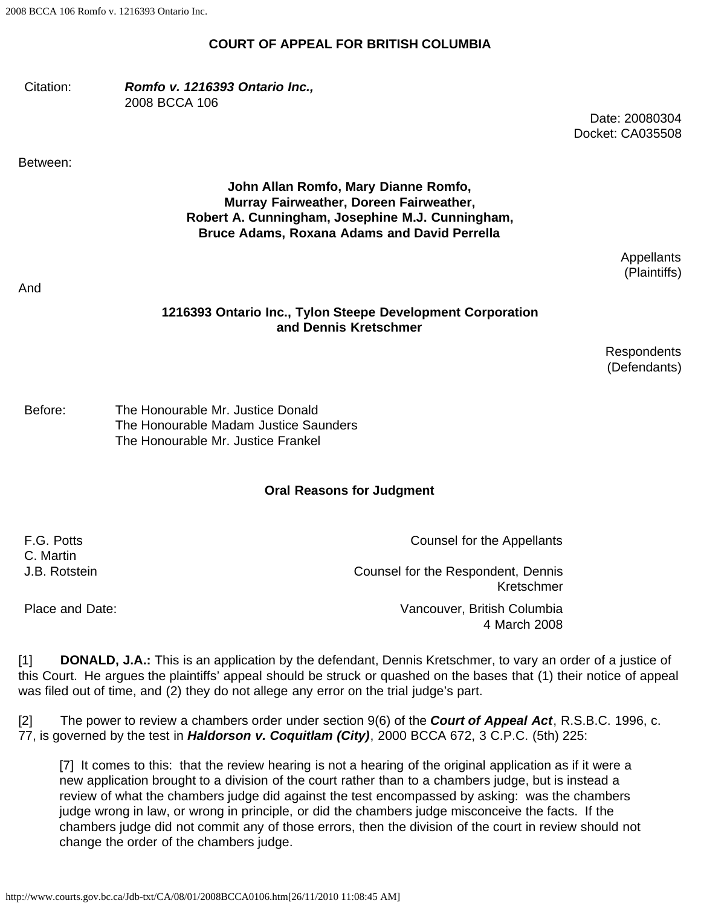**COURT OF APPEAL FOR BRITISH COLUMBIA**

| | |
|---|---|
| Citation: | ***Romfo v. 1216393 Ontario Inc.,*** 2008 BCCA 106 |

Date: 20080304
Docket: CA035508

Between:

**John Allan Romfo, Mary Dianne Romfo, Murray Fairweather, Doreen Fairweather, Robert A. Cunningham, Josephine M.J. Cunningham, Bruce Adams, Roxana Adams and David Perrella**

Appellants
(Plaintiffs)

And

**1216393 Ontario Inc., Tylon Steepe Development Corporation and Dennis Kretschmer**

Respondents
(Defendants)

| | |
|---|---|
| Before: | The Honourable Mr. Justice Donald<br>The Honourable Madam Justice Saunders<br>The Honourable Mr. Justice Frankel |

**Oral Reasons for Judgment**

| | |
|---|---|
| F.G. Potts<br>C. Martin | Counsel for the Appellants |
| J.B. Rotstein | Counsel for the Respondent, Dennis Kretschmer |
| Place and Date: | Vancouver, British Columbia<br>4 March 2008 |

[1] **DONALD, J.A.:** This is an application by the defendant, Dennis Kretschmer, to vary an order of a justice of this Court. He argues the plaintiffs' appeal should be struck or quashed on the bases that (1) their notice of appeal was filed out of time, and (2) they do not allege any error on the trial judge's part.

[2] The power to review a chambers order under section 9(6) of the ***Court of Appeal Act***, R.S.B.C. 1996, c. 77, is governed by the test in ***Haldorson v. Coquitlam (City)***, 2000 BCCA 672, 3 C.P.C. (5th) 225:

> [7] It comes to this: that the review hearing is not a hearing of the original application as if it were a new application brought to a division of the court rather than to a chambers judge, but is instead a review of what the chambers judge did against the test encompassed by asking: was the chambers judge wrong in law, or wrong in principle, or did the chambers judge misconceive the facts. If the chambers judge did not commit any of those errors, then the division of the court in review should not change the order of the chambers judge.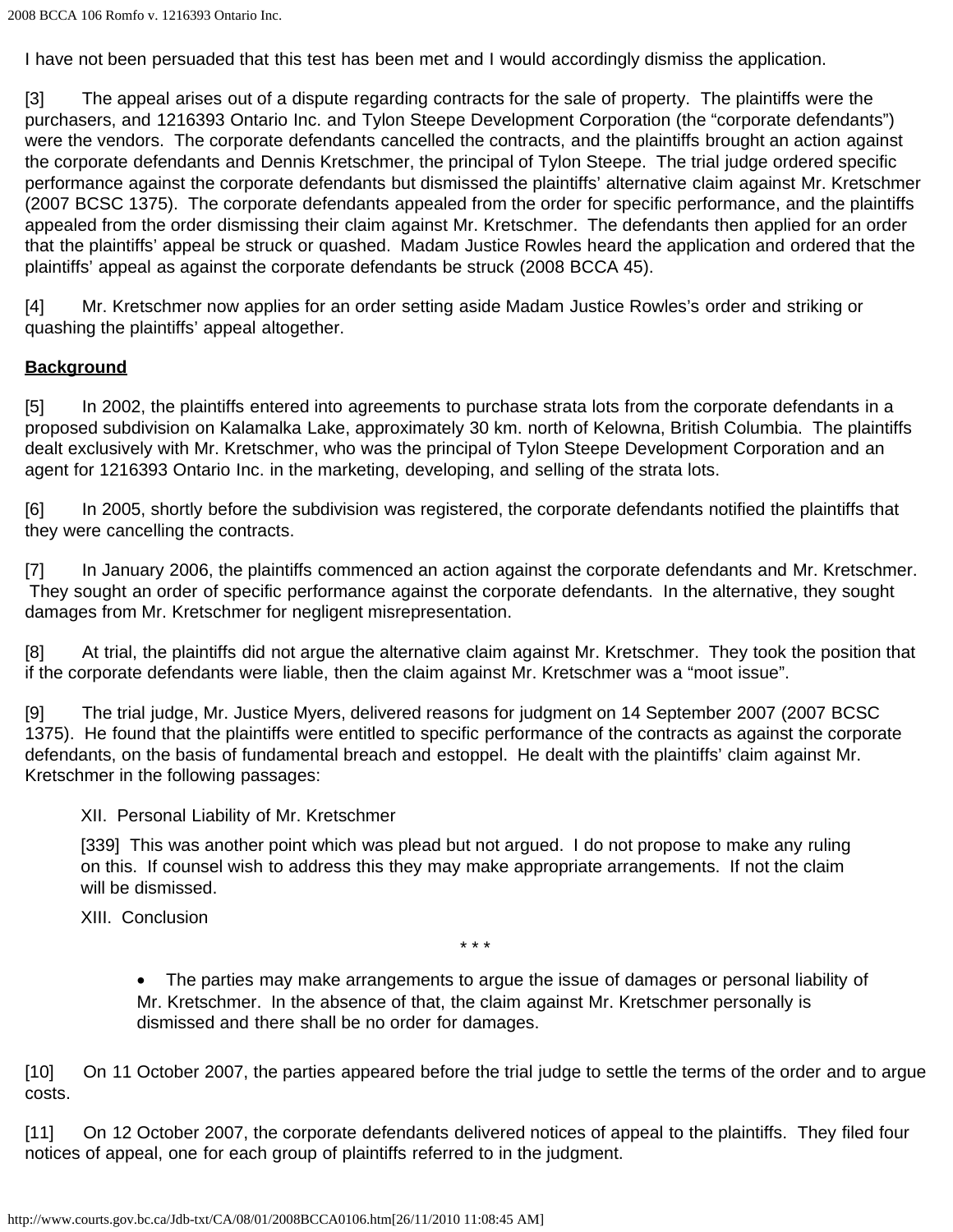I have not been persuaded that this test has been met and I would accordingly dismiss the application.

[3] The appeal arises out of a dispute regarding contracts for the sale of property. The plaintiffs were the purchasers, and 1216393 Ontario Inc. and Tylon Steepe Development Corporation (the "corporate defendants") were the vendors. The corporate defendants cancelled the contracts, and the plaintiffs brought an action against the corporate defendants and Dennis Kretschmer, the principal of Tylon Steepe. The trial judge ordered specific performance against the corporate defendants but dismissed the plaintiffs' alternative claim against Mr. Kretschmer (2007 BCSC 1375). The corporate defendants appealed from the order for specific performance, and the plaintiffs appealed from the order dismissing their claim against Mr. Kretschmer. The defendants then applied for an order that the plaintiffs' appeal be struck or quashed. Madam Justice Rowles heard the application and ordered that the plaintiffs' appeal as against the corporate defendants be struck (2008 BCCA 45).

[4] Mr. Kretschmer now applies for an order setting aside Madam Justice Rowles's order and striking or quashing the plaintiffs' appeal altogether.

**Background**

[5] In 2002, the plaintiffs entered into agreements to purchase strata lots from the corporate defendants in a proposed subdivision on Kalamalka Lake, approximately 30 km. north of Kelowna, British Columbia. The plaintiffs dealt exclusively with Mr. Kretschmer, who was the principal of Tylon Steepe Development Corporation and an agent for 1216393 Ontario Inc. in the marketing, developing, and selling of the strata lots.

[6] In 2005, shortly before the subdivision was registered, the corporate defendants notified the plaintiffs that they were cancelling the contracts.

[7] In January 2006, the plaintiffs commenced an action against the corporate defendants and Mr. Kretschmer. They sought an order of specific performance against the corporate defendants. In the alternative, they sought damages from Mr. Kretschmer for negligent misrepresentation.

[8] At trial, the plaintiffs did not argue the alternative claim against Mr. Kretschmer. They took the position that if the corporate defendants were liable, then the claim against Mr. Kretschmer was a "moot issue".

[9] The trial judge, Mr. Justice Myers, delivered reasons for judgment on 14 September 2007 (2007 BCSC 1375). He found that the plaintiffs were entitled to specific performance of the contracts as against the corporate defendants, on the basis of fundamental breach and estoppel. He dealt with the plaintiffs' claim against Mr. Kretschmer in the following passages:

> XII. Personal Liability of Mr. Kretschmer
>
> [339] This was another point which was plead but not argued. I do not propose to make any ruling on this. If counsel wish to address this they may make appropriate arrangements. If not the claim will be dismissed.
>
> XIII. Conclusion
>
> \* \* \*
>
> - The parties may make arrangements to argue the issue of damages or personal liability of Mr. Kretschmer. In the absence of that, the claim against Mr. Kretschmer personally is dismissed and there shall be no order for damages.

[10] On 11 October 2007, the parties appeared before the trial judge to settle the terms of the order and to argue costs.

[11] On 12 October 2007, the corporate defendants delivered notices of appeal to the plaintiffs. They filed four notices of appeal, one for each group of plaintiffs referred to in the judgment.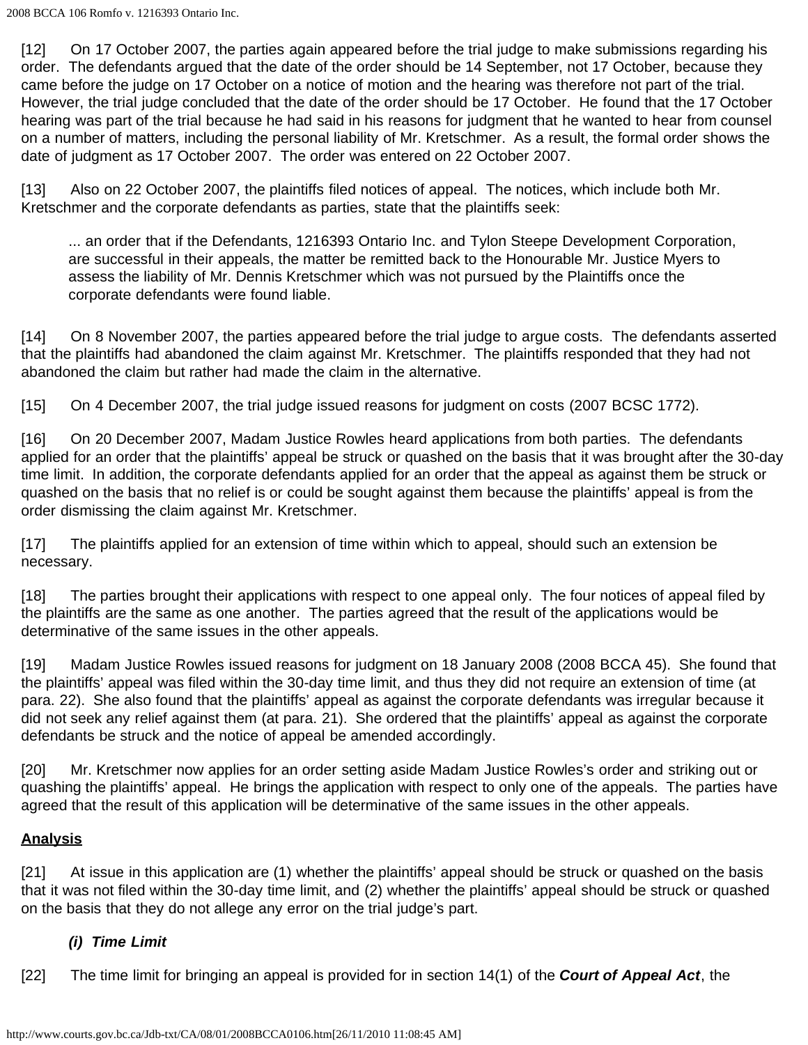[12] On 17 October 2007, the parties again appeared before the trial judge to make submissions regarding his order. The defendants argued that the date of the order should be 14 September, not 17 October, because they came before the judge on 17 October on a notice of motion and the hearing was therefore not part of the trial. However, the trial judge concluded that the date of the order should be 17 October. He found that the 17 October hearing was part of the trial because he had said in his reasons for judgment that he wanted to hear from counsel on a number of matters, including the personal liability of Mr. Kretschmer. As a result, the formal order shows the date of judgment as 17 October 2007. The order was entered on 22 October 2007.

[13] Also on 22 October 2007, the plaintiffs filed notices of appeal. The notices, which include both Mr. Kretschmer and the corporate defendants as parties, state that the plaintiffs seek:

> ... an order that if the Defendants, 1216393 Ontario Inc. and Tylon Steepe Development Corporation, are successful in their appeals, the matter be remitted back to the Honourable Mr. Justice Myers to assess the liability of Mr. Dennis Kretschmer which was not pursued by the Plaintiffs once the corporate defendants were found liable.

[14] On 8 November 2007, the parties appeared before the trial judge to argue costs. The defendants asserted that the plaintiffs had abandoned the claim against Mr. Kretschmer. The plaintiffs responded that they had not abandoned the claim but rather had made the claim in the alternative.

[15] On 4 December 2007, the trial judge issued reasons for judgment on costs (2007 BCSC 1772).

[16] On 20 December 2007, Madam Justice Rowles heard applications from both parties. The defendants applied for an order that the plaintiffs' appeal be struck or quashed on the basis that it was brought after the 30-day time limit. In addition, the corporate defendants applied for an order that the appeal as against them be struck or quashed on the basis that no relief is or could be sought against them because the plaintiffs' appeal is from the order dismissing the claim against Mr. Kretschmer.

[17] The plaintiffs applied for an extension of time within which to appeal, should such an extension be necessary.

[18] The parties brought their applications with respect to one appeal only. The four notices of appeal filed by the plaintiffs are the same as one another. The parties agreed that the result of the applications would be determinative of the same issues in the other appeals.

[19] Madam Justice Rowles issued reasons for judgment on 18 January 2008 (2008 BCCA 45). She found that the plaintiffs' appeal was filed within the 30-day time limit, and thus they did not require an extension of time (at para. 22). She also found that the plaintiffs' appeal as against the corporate defendants was irregular because it did not seek any relief against them (at para. 21). She ordered that the plaintiffs' appeal as against the corporate defendants be struck and the notice of appeal be amended accordingly.

[20] Mr. Kretschmer now applies for an order setting aside Madam Justice Rowles's order and striking out or quashing the plaintiffs' appeal. He brings the application with respect to only one of the appeals. The parties have agreed that the result of this application will be determinative of the same issues in the other appeals.

**<u>Analysis</u>**

[21] At issue in this application are (1) whether the plaintiffs' appeal should be struck or quashed on the basis that it was not filed within the 30-day time limit, and (2) whether the plaintiffs' appeal should be struck or quashed on the basis that they do not allege any error on the trial judge's part.

***(i) Time Limit***

[22] The time limit for bringing an appeal is provided for in section 14(1) of the ***Court of Appeal Act***, the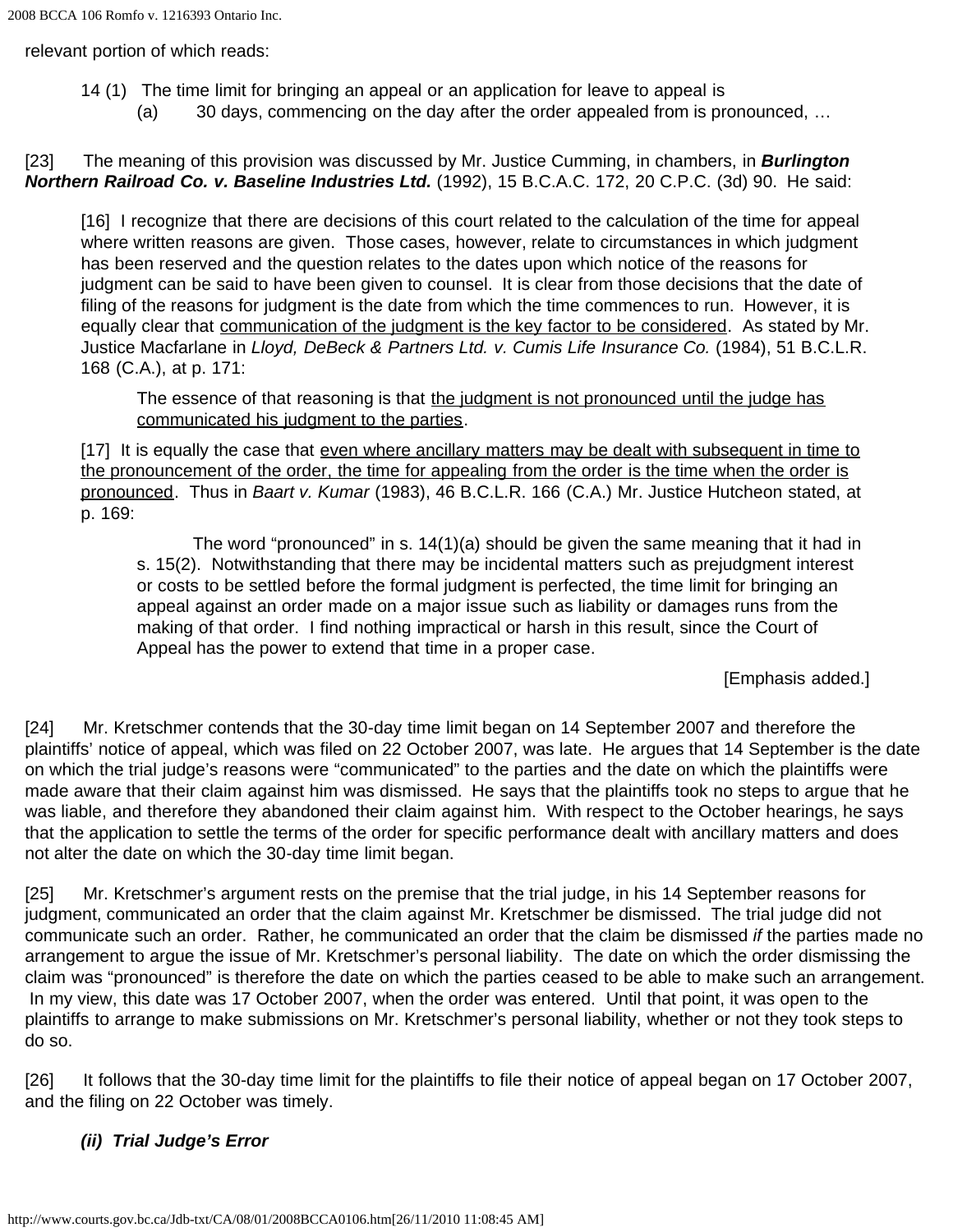relevant portion of which reads:

> 14 (1) The time limit for bringing an appeal or an application for leave to appeal is
>
> (a) 30 days, commencing on the day after the order appealed from is pronounced, …

[23] The meaning of this provision was discussed by Mr. Justice Cumming, in chambers, in ***Burlington Northern Railroad Co. v. Baseline Industries Ltd.*** (1992), 15 B.C.A.C. 172, 20 C.P.C. (3d) 90. He said:

> [16] I recognize that there are decisions of this court related to the calculation of the time for appeal where written reasons are given. Those cases, however, relate to circumstances in which judgment has been reserved and the question relates to the dates upon which notice of the reasons for judgment can be said to have been given to counsel. It is clear from those decisions that the date of filing of the reasons for judgment is the date from which the time commences to run. However, it is equally clear that <u>communication of the judgment is the key factor to be considered</u>. As stated by Mr. Justice Macfarlane in *Lloyd, DeBeck & Partners Ltd. v. Cumis Life Insurance Co.* (1984), 51 B.C.L.R. 168 (C.A.), at p. 171:
>
> > The essence of that reasoning is that <u>the judgment is not pronounced until the judge has communicated his judgment to the parties</u>.
>
> [17] It is equally the case that <u>even where ancillary matters may be dealt with subsequent in time to the pronouncement of the order, the time for appealing from the order is the time when the order is pronounced</u>. Thus in *Baart v. Kumar* (1983), 46 B.C.L.R. 166 (C.A.) Mr. Justice Hutcheon stated, at p. 169:
>
> > The word "pronounced" in s. 14(1)(a) should be given the same meaning that it had in s. 15(2). Notwithstanding that there may be incidental matters such as prejudgment interest or costs to be settled before the formal judgment is perfected, the time limit for bringing an appeal against an order made on a major issue such as liability or damages runs from the making of that order. I find nothing impractical or harsh in this result, since the Court of Appeal has the power to extend that time in a proper case.
>
> [Emphasis added.]

[24] Mr. Kretschmer contends that the 30-day time limit began on 14 September 2007 and therefore the plaintiffs' notice of appeal, which was filed on 22 October 2007, was late. He argues that 14 September is the date on which the trial judge's reasons were "communicated" to the parties and the date on which the plaintiffs were made aware that their claim against him was dismissed. He says that the plaintiffs took no steps to argue that he was liable, and therefore they abandoned their claim against him. With respect to the October hearings, he says that the application to settle the terms of the order for specific performance dealt with ancillary matters and does not alter the date on which the 30-day time limit began.

[25] Mr. Kretschmer's argument rests on the premise that the trial judge, in his 14 September reasons for judgment, communicated an order that the claim against Mr. Kretschmer be dismissed. The trial judge did not communicate such an order. Rather, he communicated an order that the claim be dismissed *if* the parties made no arrangement to argue the issue of Mr. Kretschmer's personal liability. The date on which the order dismissing the claim was "pronounced" is therefore the date on which the parties ceased to be able to make such an arrangement. In my view, this date was 17 October 2007, when the order was entered. Until that point, it was open to the plaintiffs to arrange to make submissions on Mr. Kretschmer's personal liability, whether or not they took steps to do so.

[26] It follows that the 30-day time limit for the plaintiffs to file their notice of appeal began on 17 October 2007, and the filing on 22 October was timely.

***(ii) Trial Judge's Error***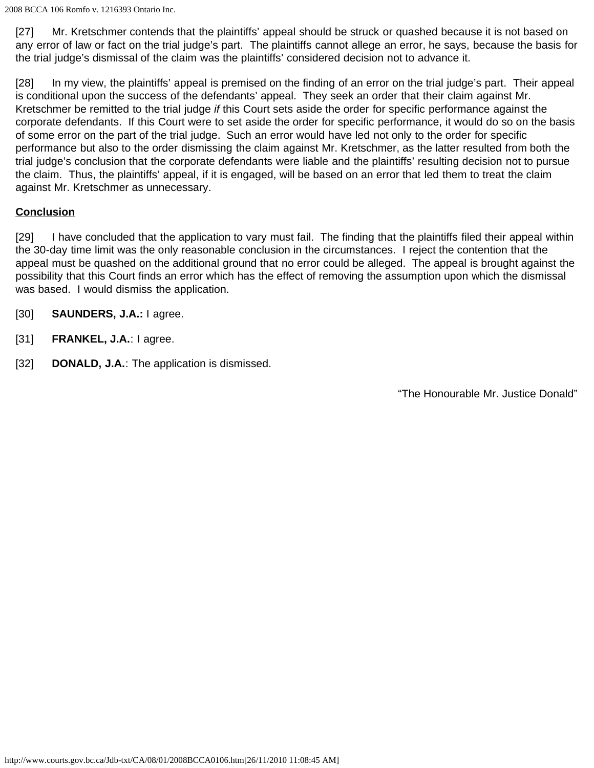[27] Mr. Kretschmer contends that the plaintiffs' appeal should be struck or quashed because it is not based on any error of law or fact on the trial judge's part. The plaintiffs cannot allege an error, he says, because the basis for the trial judge's dismissal of the claim was the plaintiffs' considered decision not to advance it.

[28] In my view, the plaintiffs' appeal is premised on the finding of an error on the trial judge's part. Their appeal is conditional upon the success of the defendants' appeal. They seek an order that their claim against Mr. Kretschmer be remitted to the trial judge *if* this Court sets aside the order for specific performance against the corporate defendants. If this Court were to set aside the order for specific performance, it would do so on the basis of some error on the part of the trial judge. Such an error would have led not only to the order for specific performance but also to the order dismissing the claim against Mr. Kretschmer, as the latter resulted from both the trial judge's conclusion that the corporate defendants were liable and the plaintiffs' resulting decision not to pursue the claim. Thus, the plaintiffs' appeal, if it is engaged, will be based on an error that led them to treat the claim against Mr. Kretschmer as unnecessary.

**Conclusion**

[29] I have concluded that the application to vary must fail. The finding that the plaintiffs filed their appeal within the 30-day time limit was the only reasonable conclusion in the circumstances. I reject the contention that the appeal must be quashed on the additional ground that no error could be alleged. The appeal is brought against the possibility that this Court finds an error which has the effect of removing the assumption upon which the dismissal was based. I would dismiss the application.

[30] **SAUNDERS, J.A.:** I agree.

[31] **FRANKEL, J.A.**: I agree.

[32] **DONALD, J.A.**: The application is dismissed.

"The Honourable Mr. Justice Donald"